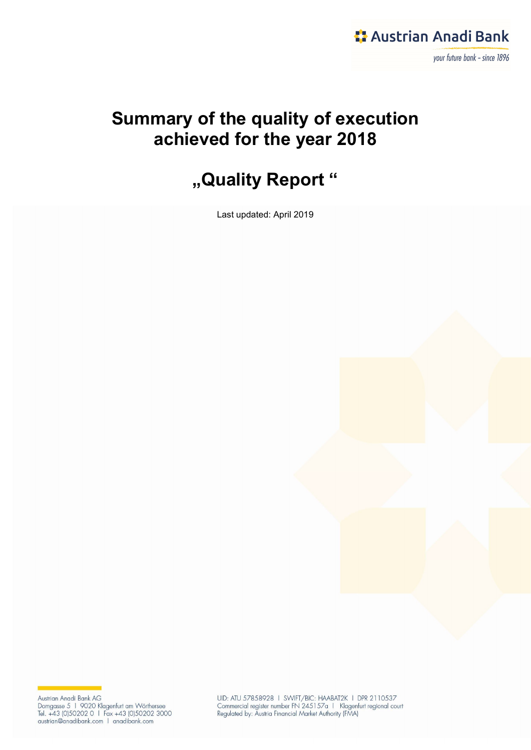# Summary of the quality of execution achieved for the year 2018

# „Quality Report "

Last updated: April 2019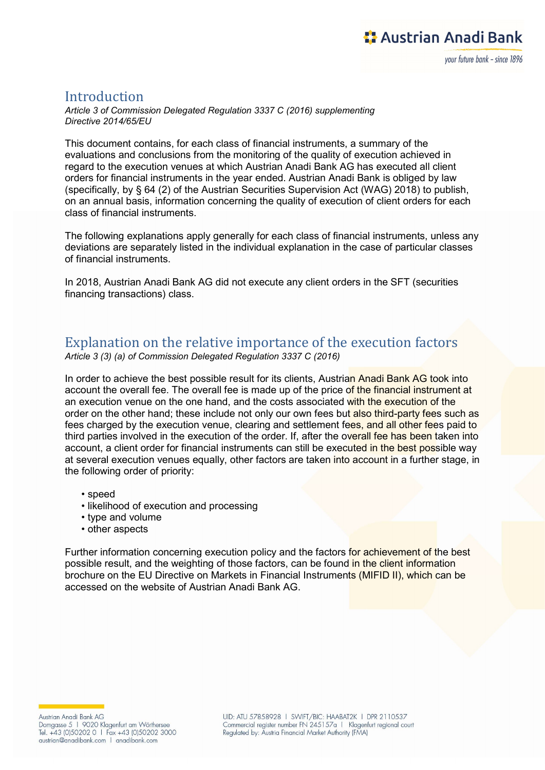## Introduction

*Article 3 of Commission Delegated Regulation 3337 C (2016) supplementing Directive 2014/65/EU*

This document contains, for each class of financial instruments, a summary of the evaluations and conclusions from the monitoring of the quality of execution achieved in regard to the execution venues at which Austrian Anadi Bank AG has executed all client orders for financial instruments in the year ended. Austrian Anadi Bank is obliged by law (specifically, by § 64 (2) of the Austrian Securities Supervision Act (WAG) 2018) to publish, on an annual basis, information concerning the quality of execution of client orders for each class of financial instruments.

The following explanations apply generally for each class of financial instruments, unless any deviations are separately listed in the individual explanation in the case of particular classes of financial instruments.

In 2018, Austrian Anadi Bank AG did not execute any client orders in the SFT (securities financing transactions) class.

## Explanation on the relative importance of the execution factors

*Article 3 (3) (a) of Commission Delegated Regulation 3337 C (2016)*

In order to achieve the best possible result for its clients, Austrian Anadi Bank AG took into account the overall fee. The overall fee is made up of the price of the financial instrument at an execution venue on the one hand, and the costs associated with the execution of the order on the other hand; these include not only our own fees but also third-party fees such as fees charged by the execution venue, clearing and settlement fees, and all other fees paid to third parties involved in the execution of the order. If, after the overall fee has been taken into account, a client order for financial instruments can still be executed in the best possible way at several execution venues equally, other factors are taken into account in a further stage, in the following order of priority:

- speed
- likelihood of execution and processing
- type and volume
- other aspects

Further information concerning execution policy and the factors for achievement of the best possible result, and the weighting of those factors, can be found in the client information brochure on the EU Directive on Markets in Financial Instruments (MIFID II), which can be accessed on the website of Austrian Anadi Bank AG.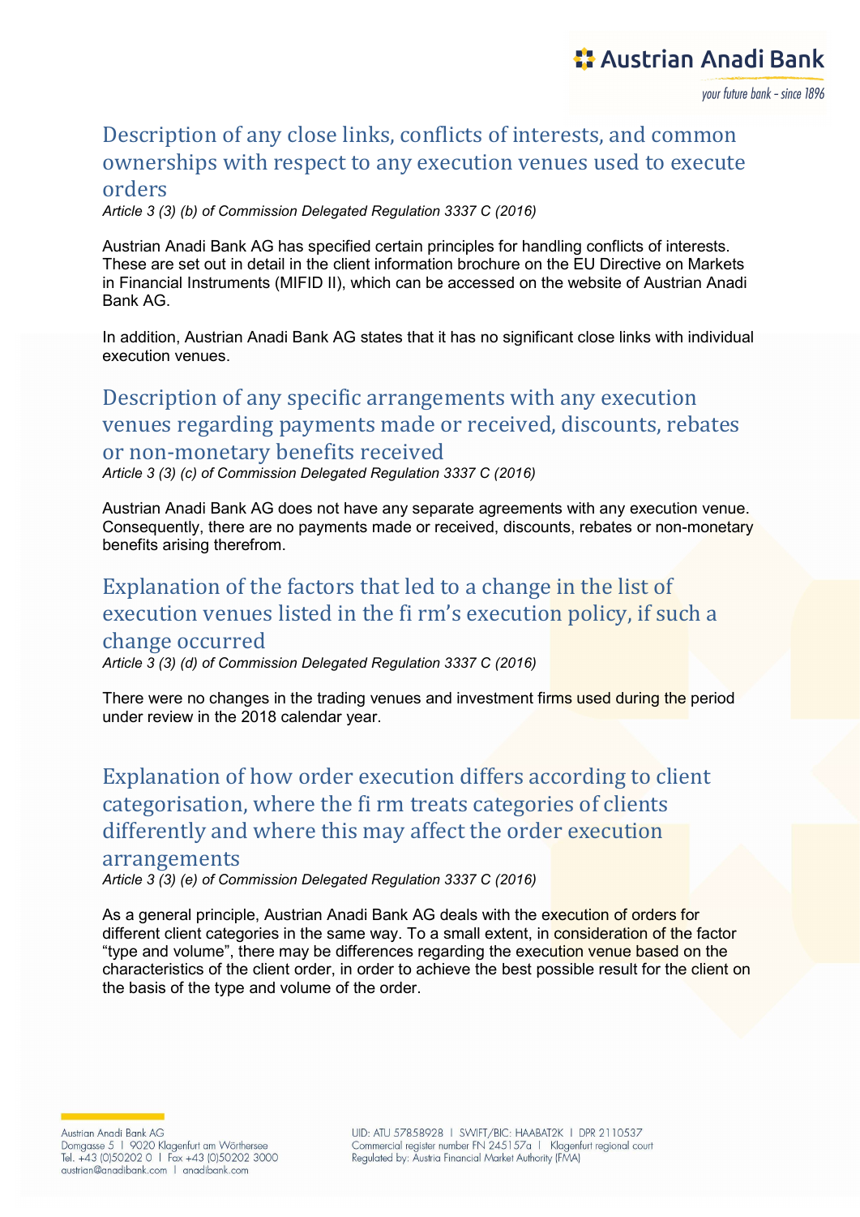## Description of any close links, conflicts of interests, and common ownerships with respect to any execution venues used to execute orders

*Article 3 (3) (b) of Commission Delegated Regulation 3337 C (2016)*

Austrian Anadi Bank AG has specified certain principles for handling conflicts of interests. These are set out in detail in the client information brochure on the EU Directive on Markets in Financial Instruments (MIFID II), which can be accessed on the website of Austrian Anadi Bank AG.

In addition, Austrian Anadi Bank AG states that it has no significant close links with individual execution venues.

## Description of any specific arrangements with any execution venues regarding payments made or received, discounts, rebates or non-monetary benefits received

*Article 3 (3) (c) of Commission Delegated Regulation 3337 C (2016)*

Austrian Anadi Bank AG does not have any separate agreements with any execution venue. Consequently, there are no payments made or received, discounts, rebates or non-monetary benefits arising therefrom.

## Explanation of the factors that led to a change in the list of execution venues listed in the fi rm's execution policy, if such a change occurred

*Article 3 (3) (d) of Commission Delegated Regulation 3337 C (2016)*

There were no changes in the trading venues and investment firms used during the period under review in the 2018 calendar year.

## Explanation of how order execution differs according to client categorisation, where the fi rm treats categories of clients differently and where this may affect the order execution arrangements

*Article 3 (3) (e) of Commission Delegated Regulation 3337 C (2016)*

As a general principle, Austrian Anadi Bank AG deals with the execution of orders for different client categories in the same way. To a small extent, in consideration of the factor "type and volume", there may be differences regarding the execution venue based on the characteristics of the client order, in order to achieve the best possible result for the client on the basis of the type and volume of the order.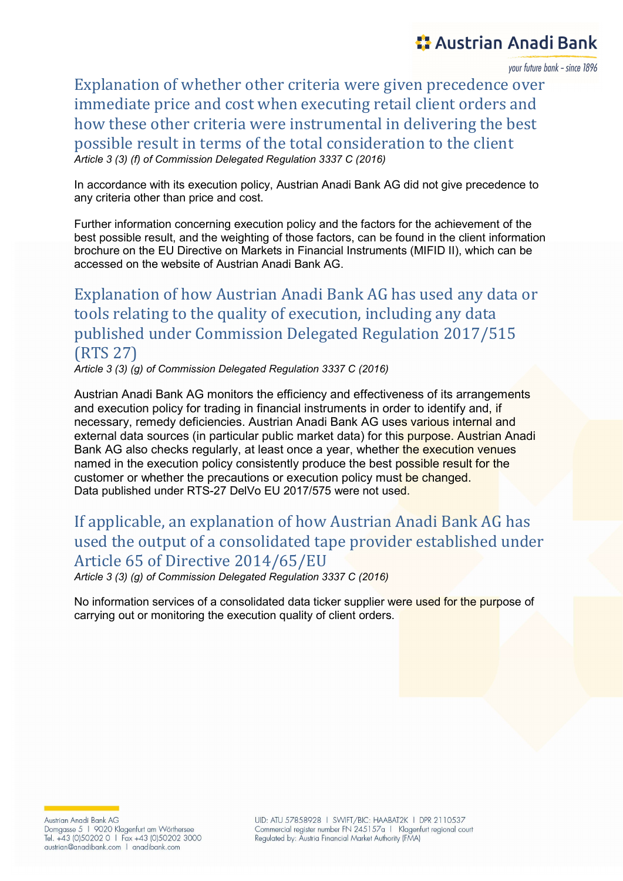## Explanation of whether other criteria were given precedence over immediate price and cost when executing retail client orders and how these other criteria were instrumental in delivering the best possible result in terms of the total consideration to the client

*Article 3 (3) (f) of Commission Delegated Regulation 3337 C (2016)*

In accordance with its execution policy, Austrian Anadi Bank AG did not give precedence to any criteria other than price and cost.

Further information concerning execution policy and the factors for the achievement of the best possible result, and the weighting of those factors, can be found in the client information brochure on the EU Directive on Markets in Financial Instruments (MIFID II), which can be accessed on the website of Austrian Anadi Bank AG.

## Explanation of how Austrian Anadi Bank AG has used any data or tools relating to the quality of execution, including any data published under Commission Delegated Regulation 2017/515 (RTS 27)

*Article 3 (3) (g) of Commission Delegated Regulation 3337 C (2016)*

Austrian Anadi Bank AG monitors the efficiency and effectiveness of its arrangements and execution policy for trading in financial instruments in order to identify and, if necessary, remedy deficiencies. Austrian Anadi Bank AG uses various internal and external data sources (in particular public market data) for this purpose. Austrian Anadi Bank AG also checks regularly, at least once a year, whether the execution venues named in the execution policy consistently produce the best possible result for the customer or whether the precautions or execution policy must be changed.
Data published under RTS-27 DelVo EU 2017/575 were not used.

## If applicable, an explanation of how Austrian Anadi Bank AG has used the output of a consolidated tape provider established under Article 65 of Directive 2014/65/EU

*Article 3 (3) (g) of Commission Delegated Regulation 3337 C (2016)*

No information services of a consolidated data ticker supplier were used for the purpose of carrying out or monitoring the execution quality of client orders.